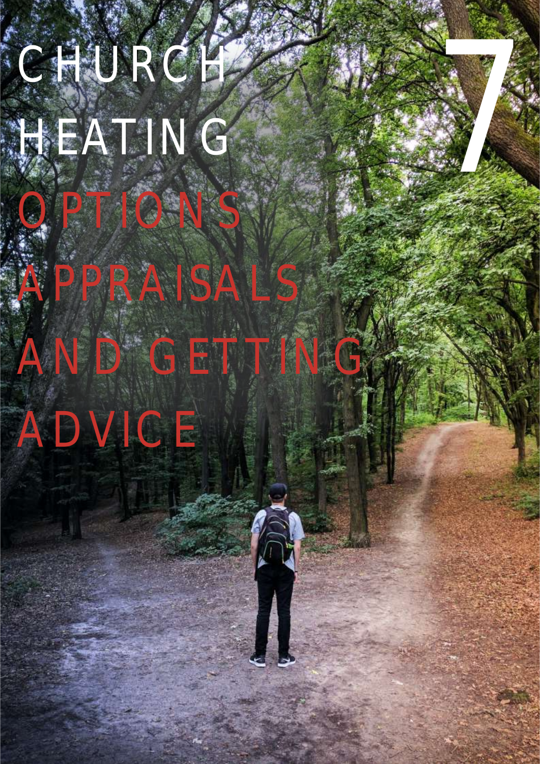# CHURCH HEATING

# 7

## OPTIONS APPRAISALS AND GETTING ADVICE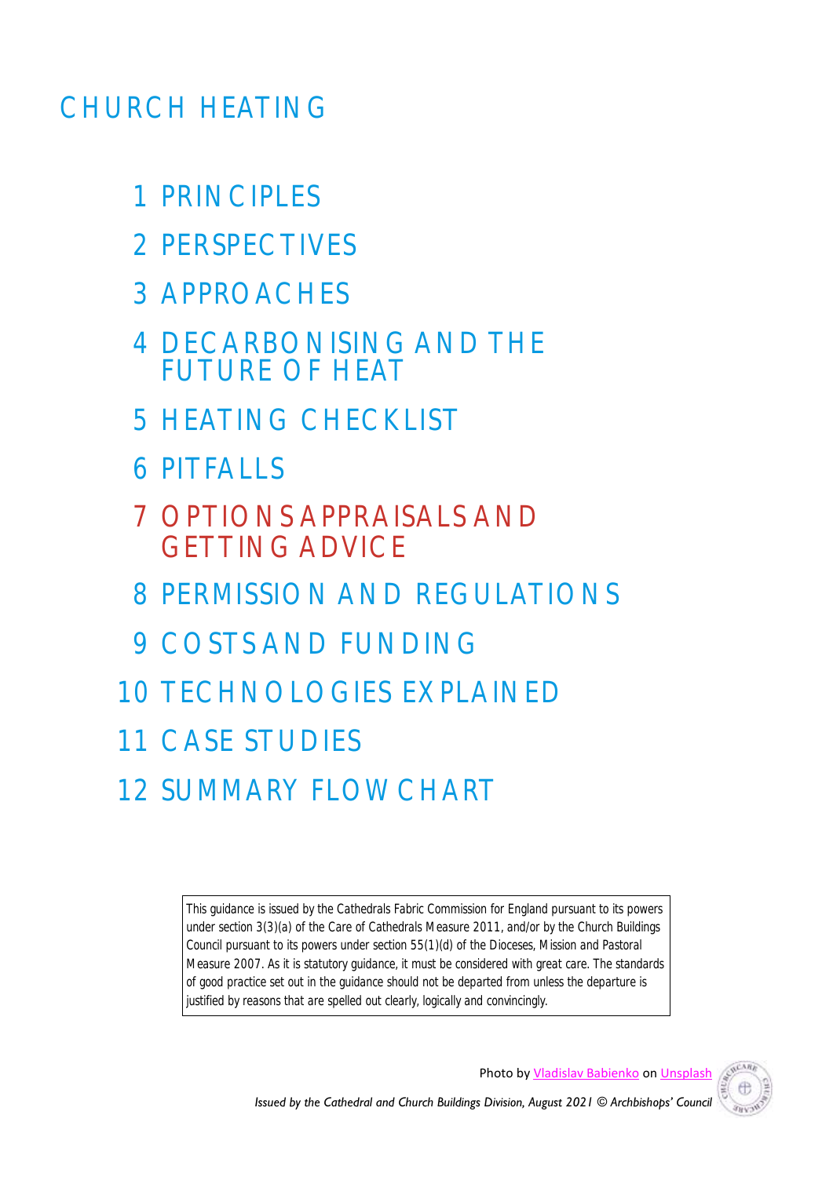# CHURCH HEATING

1 PRINCIPLES

2 PERSPECTIVES

3 APPROACHES

4 DECARBONISING AND THE FUTURE OF HEAT

5 HEATING CHECKLIST

6 PITFALLS

7 OPTIONS APPRAISALS AND GETTING ADVICE

8 PERMISSION AND REGULATIONS

9 COSTS AND FUNDING

10 TECHNOLOGIES EXPLAINED

11 CASE STUDIES

12 SUMMARY FLOWCHART

This guidance is issued by the Cathedrals Fabric Commission for England pursuant to its powers under section 3(3)(a) of the Care of Cathedrals Measure 2011, and/or by the Church Buildings Council pursuant to its powers under section 55(1)(d) of the Dioceses, Mission and Pastoral Measure 2007. As it is statutory guidance, it must be considered with great care. The standards of good practice set out in the guidance should not be departed from unless the departure is justified by reasons that are spelled out clearly, logically and convincingly.

Photo by Vladislav Babienko on Unsplash

*Issued by the Cathedral and Church Buildings Division, August 2021 © Archbishops' Council*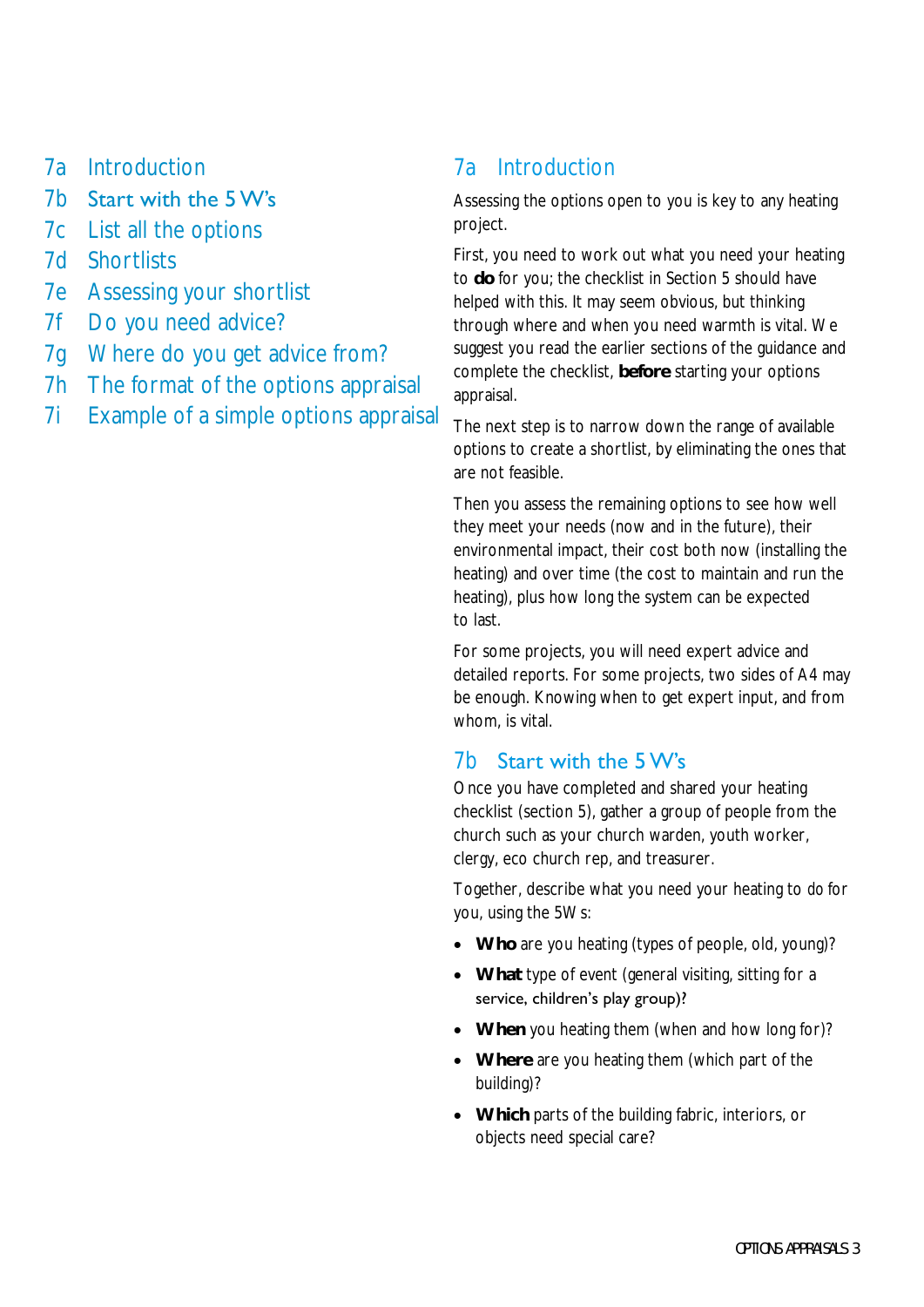- 7a Introduction
- 7b Start with the 5 W's
- 7c List all the options
- 7d Shortlists
- 7e Assessing your shortlist
- 7f Do you need advice?
- 7g Where do you get advice from?
- 7h The format of the options appraisal
- 7i Example of a simple options appraisal

## 7a Introduction

Assessing the options open to you is key to any heating project.

First, you need to work out what you need your heating to **do** for you; the checklist in Section 5 should have helped with this. It may seem obvious, but thinking through where and when you need warmth is vital. We suggest you read the earlier sections of the guidance and complete the checklist, **before** starting your options appraisal.

The next step is to narrow down the range of available options to create a shortlist, by eliminating the ones that are not feasible.

Then you assess the remaining options to see how well they meet your needs (now and in the future), their environmental impact, their cost both now (installing the heating) and over time (the cost to maintain and run the heating), plus how long the system can be expected to last.

For some projects, you will need expert advice and detailed reports. For some projects, two sides of A4 may be enough. Knowing when to get expert input, and from whom, is vital.

## 7b Start with the 5 W's

Once you have completed and shared your heating checklist (section 5), gather a group of people from the church such as your church warden, youth worker, clergy, eco church rep, and treasurer.

Together, describe what you need your heating to do for you, using the 5Ws:

- **Who** are you heating (types of people, old, young)?
- **What** type of event (general visiting, sitting for a service, children's play group)?
- **When** you heating them (when and how long for)?
- **Where** are you heating them (which part of the building)?
- **Which** parts of the building fabric, interiors, or objects need special care?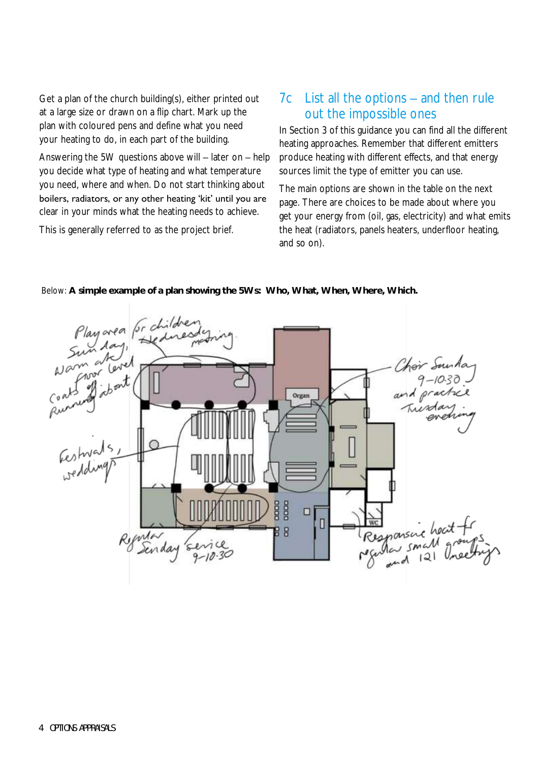Get a plan of the church building(s), either printed out at a large size or drawn on a flip chart. Mark up the plan with coloured pens and define what you need your heating to do, in each part of the building.

Answering the 5W questions above will – later on – help you decide what type of heating and what temperature you need, where and when. Do not start thinking about boilers, radiators, or any other heating 'kit' until you are clear in your minds what the heating needs to achieve.

This is generally referred to as the project brief.

## 7c List all the options – and then rule out the impossible ones

In Section 3 of this guidance you can find all the different heating approaches. Remember that different emitters produce heating with different effects, and that energy sources limit the type of emitter you can use.

The main options are shown in the table on the next page. There are choices to be made about where you get your energy from (oil, gas, electricity) and what emits the heat (radiators, panels heaters, underfloor heating, and so on).

Below: **A simple example of a plan showing the 5Ws: Who, What, When, Where, Which.**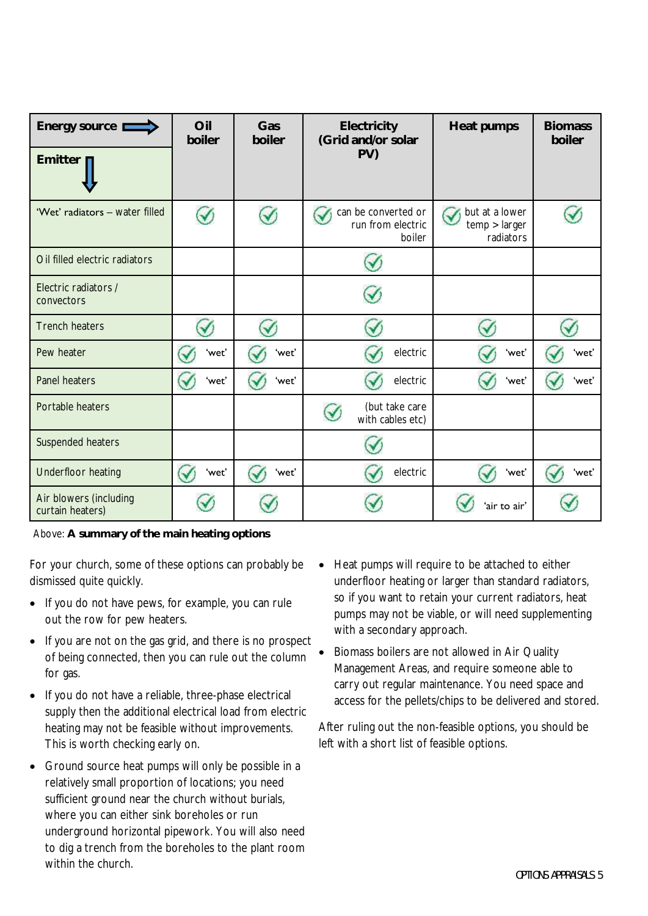| Energy source ➡ / Emitter ⬇ | Oil boiler | Gas boiler | Electricity (Grid and/or solar PV) | Heat pumps | Biomass boiler |
|---|---|---|---|---|---|
| 'Wet' radiators – water filled | ✓ | ✓ | ✓ can be converted or run from electric boiler | ✓ but at a lower temp > larger radiators | ✓ |
| Oil filled electric radiators | | | ✓ | | |
| Electric radiators / convectors | | | ✓ | | |
| Trench heaters | ✓ | ✓ | ✓ | ✓ | ✓ |
| Pew heater | ✓ 'wet' | ✓ 'wet' | ✓ electric | ✓ 'wet' | ✓ 'wet' |
| Panel heaters | ✓ 'wet' | ✓ 'wet' | ✓ electric | ✓ 'wet' | ✓ 'wet' |
| Portable heaters | | | ✓ (but take care with cables etc) | | |
| Suspended heaters | | | ✓ | | |
| Underfloor heating | ✓ 'wet' | ✓ 'wet' | ✓ electric | ✓ 'wet' | ✓ 'wet' |
| Air blowers (including curtain heaters) | ✓ | ✓ | ✓ | ✓ 'air to air' | ✓ |

Above: **A summary of the main heating options**

For your church, some of these options can probably be dismissed quite quickly.

- If you do not have pews, for example, you can rule out the row for pew heaters.
- If you are not on the gas grid, and there is no prospect of being connected, then you can rule out the column for gas.
- If you do not have a reliable, three-phase electrical supply then the additional electrical load from electric heating may not be feasible without improvements. This is worth checking early on.
- Ground source heat pumps will only be possible in a relatively small proportion of locations; you need sufficient ground near the church without burials, where you can either sink boreholes or run underground horizontal pipework. You will also need to dig a trench from the boreholes to the plant room within the church.
- Heat pumps will require to be attached to either underfloor heating or larger than standard radiators, so if you want to retain your current radiators, heat pumps may not be viable, or will need supplementing with a secondary approach.
- Biomass boilers are not allowed in Air Quality Management Areas, and require someone able to carry out regular maintenance. You need space and access for the pellets/chips to be delivered and stored.

After ruling out the non-feasible options, you should be left with a short list of feasible options.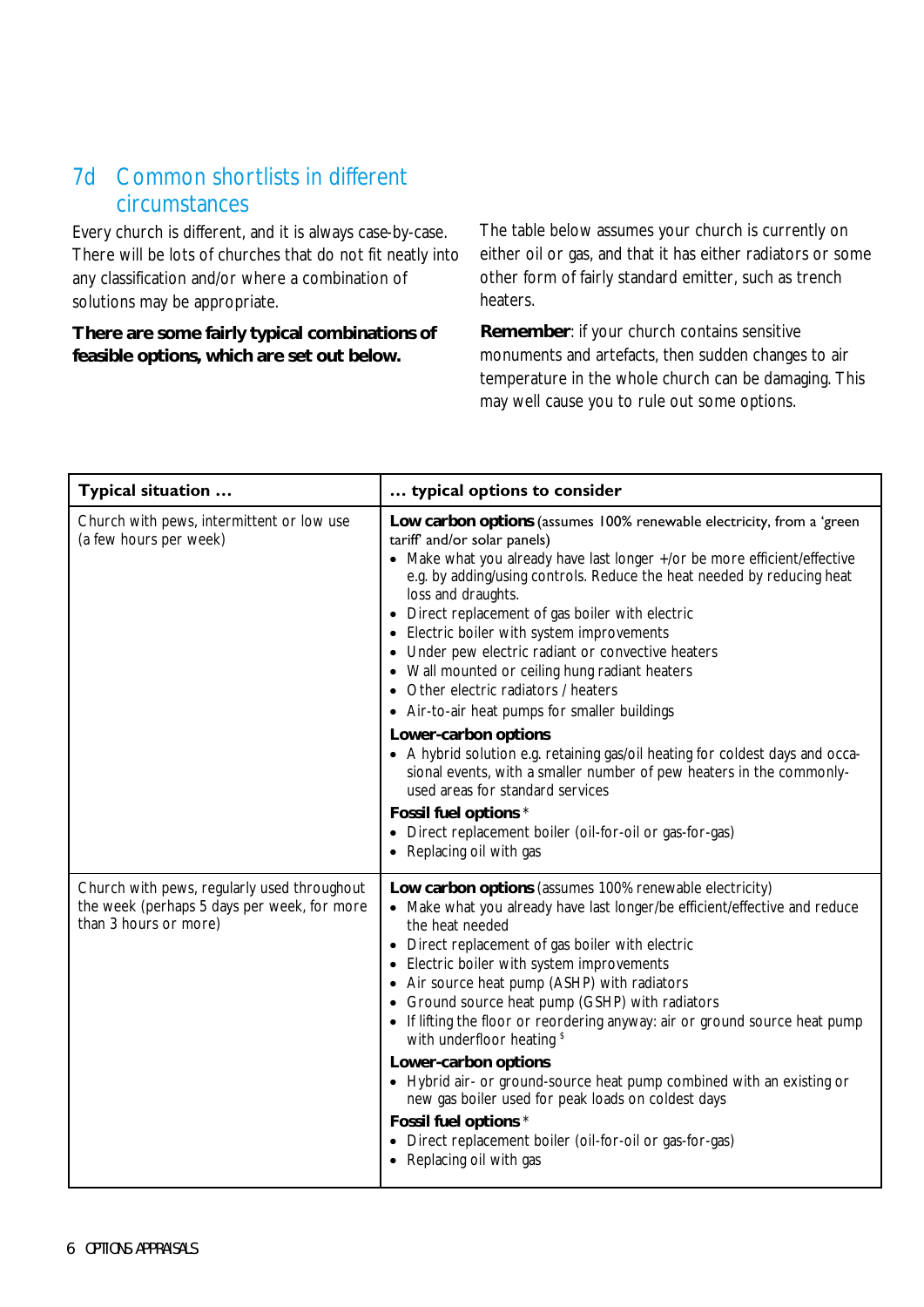## 7d Common shortlists in different circumstances

Every church is different, and it is always case-by-case. There will be lots of churches that do not fit neatly into any classification and/or where a combination of solutions may be appropriate.

**There are some fairly typical combinations of feasible options, which are set out below.**

The table below assumes your church is currently on either oil or gas, and that it has either radiators or some other form of fairly standard emitter, such as trench heaters.

**Remember**: if your church contains sensitive monuments and artefacts, then sudden changes to air temperature in the whole church can be damaging. This may well cause you to rule out some options.

| Typical situation … | … typical options to consider |
|---|---|
| Church with pews, intermittent or low use (a few hours per week) | **Low carbon options** (assumes 100% renewable electricity, from a 'green tariff' and/or solar panels)<br>• Make what you already have last longer +/or be more efficient/effective e.g. by adding/using controls. Reduce the heat needed by reducing heat loss and draughts.<br>• Direct replacement of gas boiler with electric<br>• Electric boiler with system improvements<br>• Under pew electric radiant or convective heaters<br>• Wall mounted or ceiling hung radiant heaters<br>• Other electric radiators / heaters<br>• Air-to-air heat pumps for smaller buildings<br>**Lower-carbon options**<br>• A hybrid solution e.g. retaining gas/oil heating for coldest days and occasional events, with a smaller number of pew heaters in the commonly-used areas for standard services<br>**Fossil fuel options** *<br>• Direct replacement boiler (oil-for-oil or gas-for-gas)<br>• Replacing oil with gas |
| Church with pews, regularly used throughout the week (perhaps 5 days per week, for more than 3 hours or more) | **Low carbon options** (assumes 100% renewable electricity)<br>• Make what you already have last longer/be efficient/effective and reduce the heat needed<br>• Direct replacement of gas boiler with electric<br>• Electric boiler with system improvements<br>• Air source heat pump (ASHP) with radiators<br>• Ground source heat pump (GSHP) with radiators<br>• If lifting the floor or reordering anyway: air or ground source heat pump with underfloor heating $<br>**Lower-carbon options**<br>• Hybrid air- or ground-source heat pump combined with an existing or new gas boiler used for peak loads on coldest days<br>**Fossil fuel options** *<br>• Direct replacement boiler (oil-for-oil or gas-for-gas)<br>• Replacing oil with gas |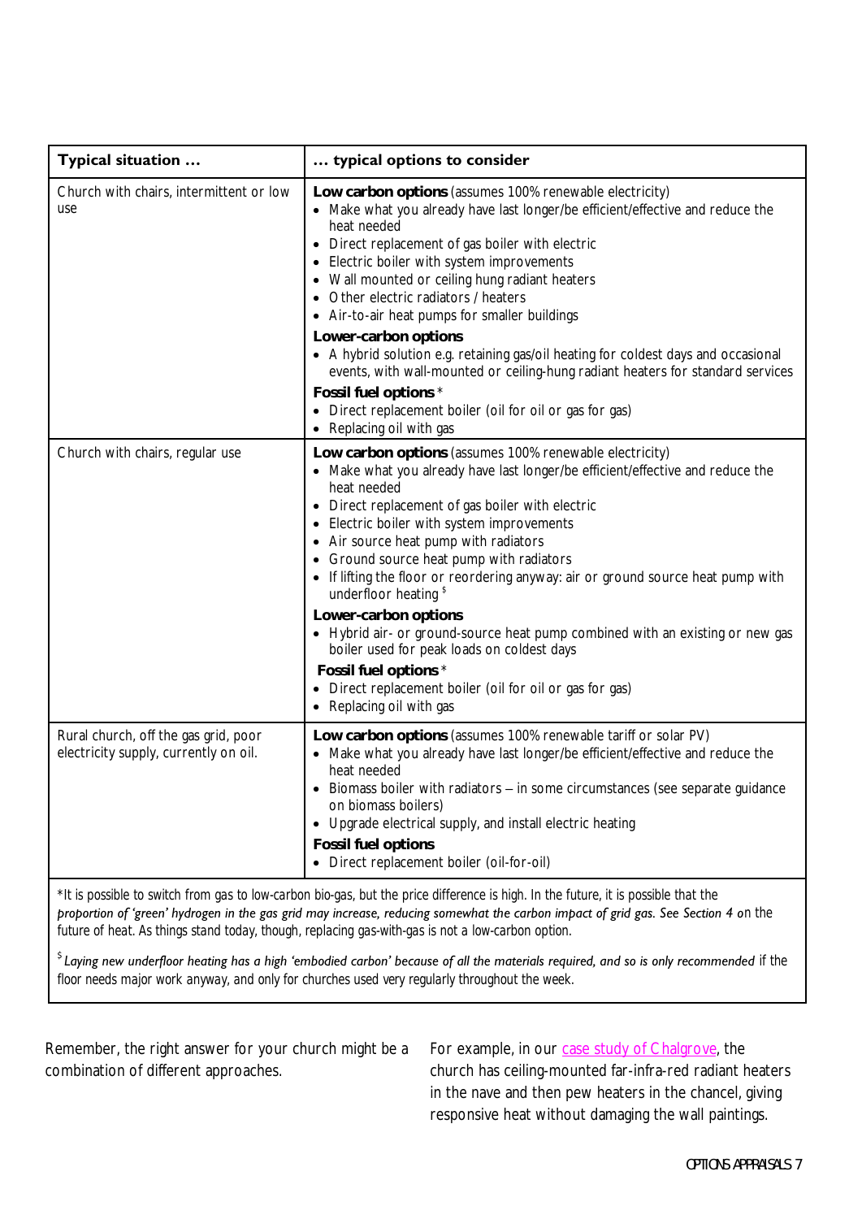| Typical situation … | … typical options to consider |
|---|---|
| Church with chairs, intermittent or low use | **Low carbon options** (assumes 100% renewable electricity)<br>• Make what you already have last longer/be efficient/effective and reduce the heat needed<br>• Direct replacement of gas boiler with electric<br>• Electric boiler with system improvements<br>• Wall mounted or ceiling hung radiant heaters<br>• Other electric radiators / heaters<br>• Air-to-air heat pumps for smaller buildings<br>**Lower-carbon options**<br>• A hybrid solution e.g. retaining gas/oil heating for coldest days and occasional events, with wall-mounted or ceiling-hung radiant heaters for standard services<br>**Fossil fuel options** *<br>• Direct replacement boiler (oil for oil or gas for gas)<br>• Replacing oil with gas |
| Church with chairs, regular use | **Low carbon options** (assumes 100% renewable electricity)<br>• Make what you already have last longer/be efficient/effective and reduce the heat needed<br>• Direct replacement of gas boiler with electric<br>• Electric boiler with system improvements<br>• Air source heat pump with radiators<br>• Ground source heat pump with radiators<br>• If lifting the floor or reordering anyway: air or ground source heat pump with underfloor heating $<br>**Lower-carbon options**<br>• Hybrid air- or ground-source heat pump combined with an existing or new gas boiler used for peak loads on coldest days<br>**Fossil fuel options** *<br>• Direct replacement boiler (oil for oil or gas for gas)<br>• Replacing oil with gas |
| Rural church, off the gas grid, poor electricity supply, currently on oil. | **Low carbon options** (assumes 100% renewable tariff or solar PV)<br>• Make what you already have last longer/be efficient/effective and reduce the heat needed<br>• Biomass boiler with radiators – in some circumstances (see separate guidance on biomass boilers)<br>• Upgrade electrical supply, and install electric heating<br>**Fossil fuel options**<br>• Direct replacement boiler (oil-for-oil) |

*It is possible to switch from gas to low-carbon bio-gas, but the price difference is high. In the future, it is possible that the proportion of 'green' hydrogen in the gas grid may increase, reducing somewhat the carbon impact of grid gas. See Section 4 on the future of heat. As things stand today, though, replacing gas-with-gas is not a low-carbon option.*

*$ Laying new underfloor heating has a high 'embodied carbon' because of all the materials required, and so is only recommended if the floor needs major work anyway, and only for churches used very regularly throughout the week.*

Remember, the right answer for your church might be a combination of different approaches.

For example, in our [case study of Chalgrove](), the church has ceiling-mounted far-infra-red radiant heaters in the nave and then pew heaters in the chancel, giving responsive heat without damaging the wall paintings.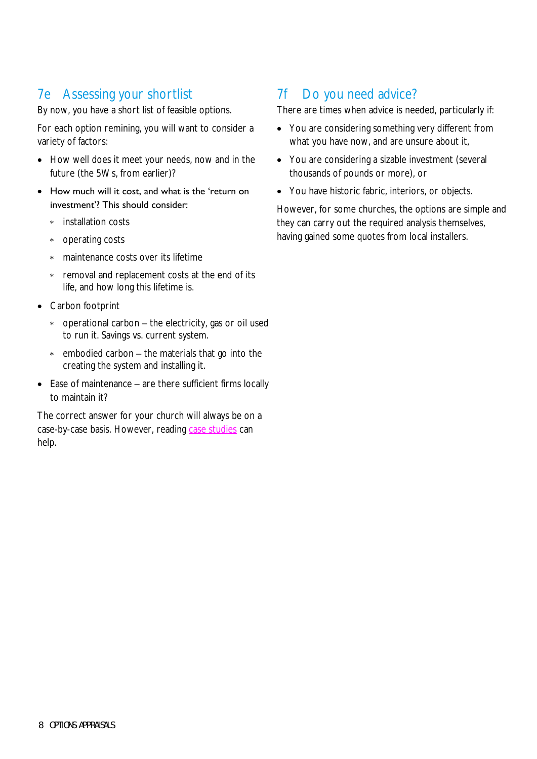## 7e Assessing your shortlist

By now, you have a short list of feasible options.

For each option remining, you will want to consider a variety of factors:

- How well does it meet your needs, now and in the future (the 5W s, from earlier)?
- How much will it cost, and what is the 'return on investment'? This should consider:
  - installation costs
  - operating costs
  - maintenance costs over its lifetime
  - removal and replacement costs at the end of its life, and how long this lifetime is.
- Carbon footprint
  - operational carbon – the electricity, gas or oil used to run it. Savings vs. current system.
  - embodied carbon – the materials that go into the creating the system and installing it.
- Ease of maintenance – are there sufficient firms locally to maintain it?

The correct answer for your church will always be on a case-by-case basis. However, reading case studies can help.

## 7f Do you need advice?

There are times when advice is needed, particularly if:

- You are considering something very different from what you have now, and are unsure about it,
- You are considering a sizable investment (several thousands of pounds or more), or
- You have historic fabric, interiors, or objects.

However, for some churches, the options are simple and they can carry out the required analysis themselves, having gained some quotes from local installers.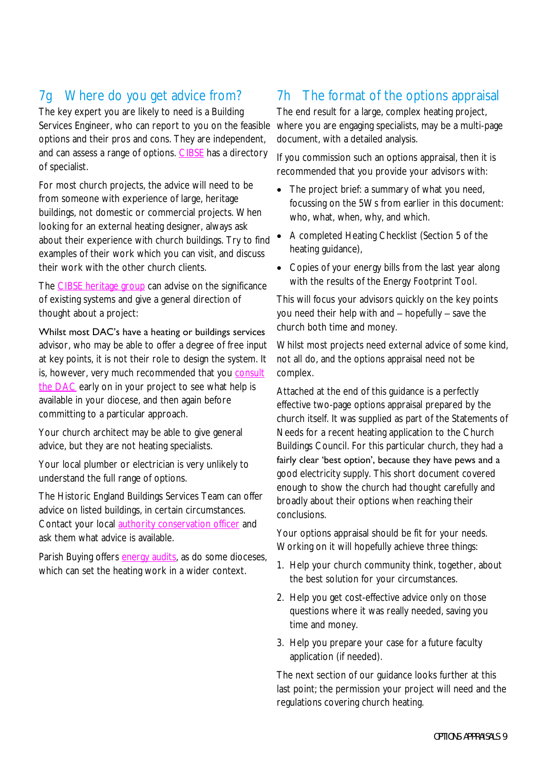## 7g Where do you get advice from?

The key expert you are likely to need is a Building Services Engineer, who can report to you on the feasible options and their pros and cons. They are independent, and can assess a range of options. CIBSE has a directory of specialist.

For most church projects, the advice will need to be from someone with experience of large, heritage buildings, not domestic or commercial projects. When looking for an external heating designer, always ask about their experience with church buildings. Try to find examples of their work which you can visit, and discuss their work with the other church clients.

The CIBSE heritage group can advise on the significance of existing systems and give a general direction of thought about a project:

Whilst most DAC's have a heating or buildings services advisor, who may be able to offer a degree of free input at key points, it is not their role to design the system. It is, however, very much recommended that you consult the DAC early on in your project to see what help is available in your diocese, and then again before committing to a particular approach.

Your church architect may be able to give general advice, but they are not heating specialists.

Your local plumber or electrician is very unlikely to understand the full range of options.

The Historic England Buildings Services Team can offer advice on listed buildings, in certain circumstances. Contact your local authority conservation officer and ask them what advice is available.

Parish Buying offers energy audits, as do some dioceses, which can set the heating work in a wider context.

## 7h The format of the options appraisal

The end result for a large, complex heating project, where you are engaging specialists, may be a multi-page document, with a detailed analysis.

If you commission such an options appraisal, then it is recommended that you provide your advisors with:

- The project brief: a summary of what you need, focussing on the 5Ws from earlier in this document: who, what, when, why, and which.
- A completed Heating Checklist (Section 5 of the heating guidance),
- Copies of your energy bills from the last year along with the results of the Energy Footprint Tool.

This will focus your advisors quickly on the key points you need their help with and – hopefully – save the church both time and money.

Whilst most projects need external advice of some kind, not all do, and the options appraisal need not be complex.

Attached at the end of this guidance is a perfectly effective two-page options appraisal prepared by the church itself. It was supplied as part of the Statements of Needs for a recent heating application to the Church Buildings Council. For this particular church, they had a fairly clear 'best option', because they have pews and a good electricity supply. This short document covered enough to show the church had thought carefully and broadly about their options when reaching their conclusions.

Your options appraisal should be fit for your needs. Working on it will hopefully achieve three things:

1. Help your church community think, together, about the best solution for your circumstances.
2. Help you get cost-effective advice only on those questions where it was really needed, saving you time and money.
3. Help you prepare your case for a future faculty application (if needed).

The next section of our guidance looks further at this last point; the permission your project will need and the regulations covering church heating.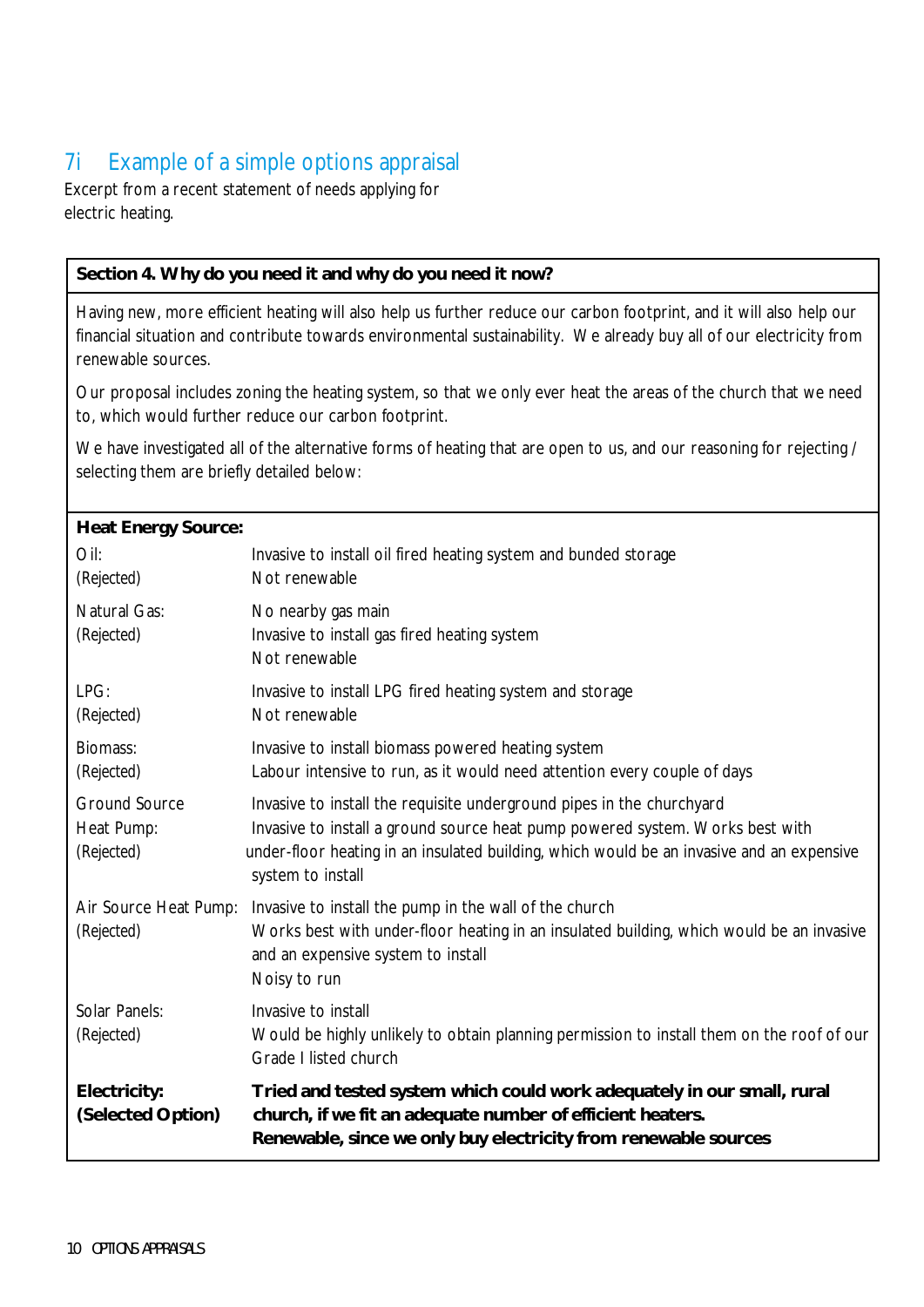## 7i Example of a simple options appraisal

Excerpt from a recent statement of needs applying for electric heating.

**Section 4. Why do you need it and why do you need it now?**

Having new, more efficient heating will also help us further reduce our carbon footprint, and it will also help our financial situation and contribute towards environmental sustainability. We already buy all of our electricity from renewable sources.

Our proposal includes zoning the heating system, so that we only ever heat the areas of the church that we need to, which would further reduce our carbon footprint.

We have investigated all of the alternative forms of heating that are open to us, and our reasoning for rejecting / selecting them are briefly detailed below:

| **Heat Energy Source:** | |
|---|---|
| Oil:<br>(Rejected) | Invasive to install oil fired heating system and bunded storage<br>Not renewable |
| Natural Gas:<br>(Rejected) | No nearby gas main<br>Invasive to install gas fired heating system<br>Not renewable |
| LPG:<br>(Rejected) | Invasive to install LPG fired heating system and storage<br>Not renewable |
| Biomass:<br>(Rejected) | Invasive to install biomass powered heating system<br>Labour intensive to run, as it would need attention every couple of days |
| Ground Source Heat Pump:<br>(Rejected) | Invasive to install the requisite underground pipes in the churchyard<br>Invasive to install a ground source heat pump powered system. Works best with under-floor heating in an insulated building, which would be an invasive and an expensive system to install |
| Air Source Heat Pump:<br>(Rejected) | Invasive to install the pump in the wall of the church<br>Works best with under-floor heating in an insulated building, which would be an invasive and an expensive system to install<br>Noisy to run |
| Solar Panels:<br>(Rejected) | Invasive to install<br>Would be highly unlikely to obtain planning permission to install them on the roof of our Grade I listed church |
| **Electricity:<br>(Selected Option)** | **Tried and tested system which could work adequately in our small, rural church, if we fit an adequate number of efficient heaters.<br>Renewable, since we only buy electricity from renewable sources** |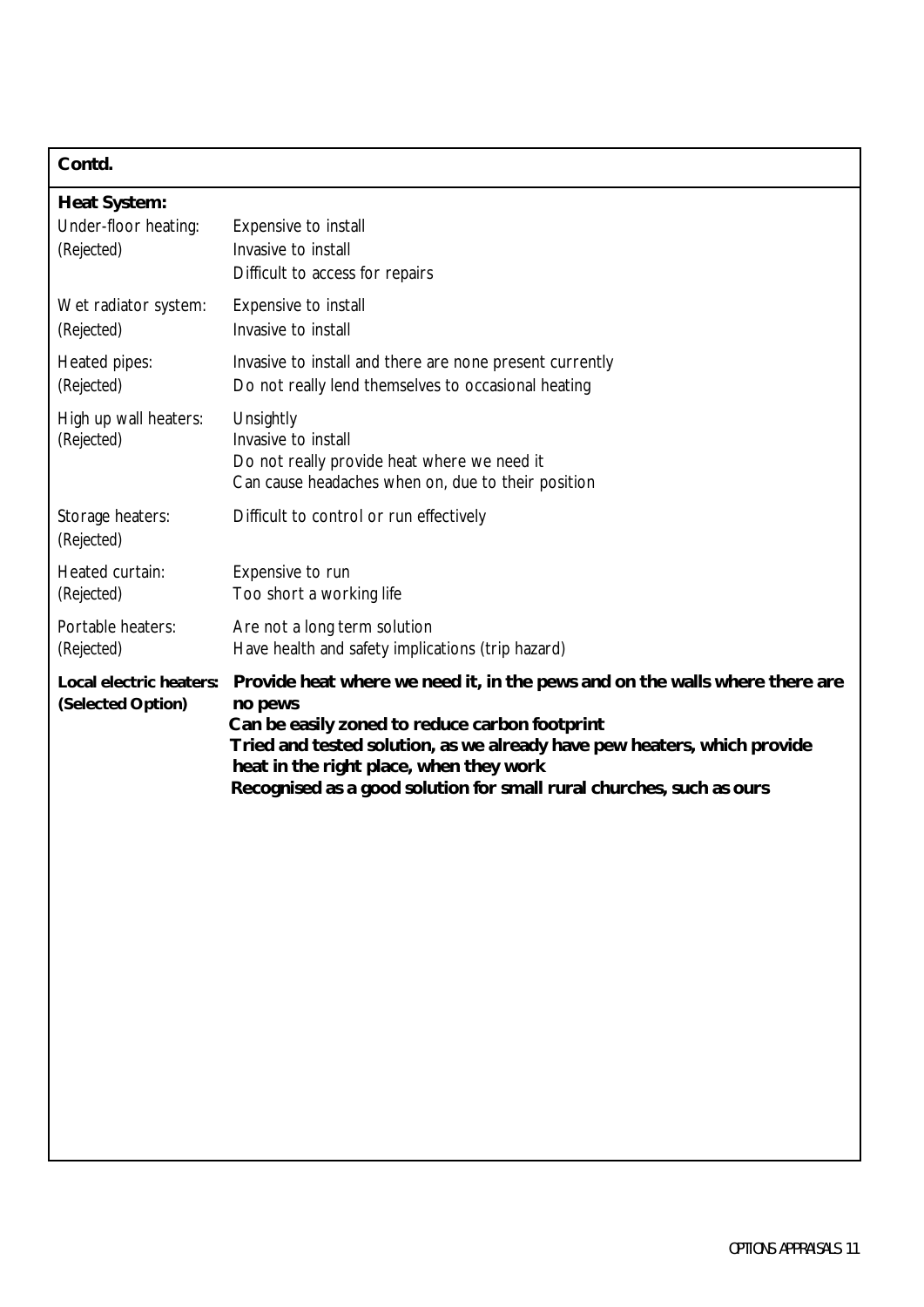**Contd.**

**Heat System:**

| | |
|---|---|
| Under-floor heating:<br>(Rejected) | Expensive to install<br>Invasive to install<br>Difficult to access for repairs |
| Wet radiator system:<br>(Rejected) | Expensive to install<br>Invasive to install |
| Heated pipes:<br>(Rejected) | Invasive to install and there are none present currently<br>Do not really lend themselves to occasional heating |
| High up wall heaters:<br>(Rejected) | Unsightly<br>Invasive to install<br>Do not really provide heat where we need it<br>Can cause headaches when on, due to their position |
| Storage heaters:<br>(Rejected) | Difficult to control or run effectively |
| Heated curtain:<br>(Rejected) | Expensive to run<br>Too short a working life |
| Portable heaters:<br>(Rejected) | Are not a long term solution<br>Have health and safety implications (trip hazard) |
| **Local electric heaters:**<br>**(Selected Option)** | **Provide heat where we need it, in the pews and on the walls where there are no pews**<br>**Can be easily zoned to reduce carbon footprint**<br>**Tried and tested solution, as we already have pew heaters, which provide heat in the right place, when they work**<br>**Recognised as a good solution for small rural churches, such as ours** |